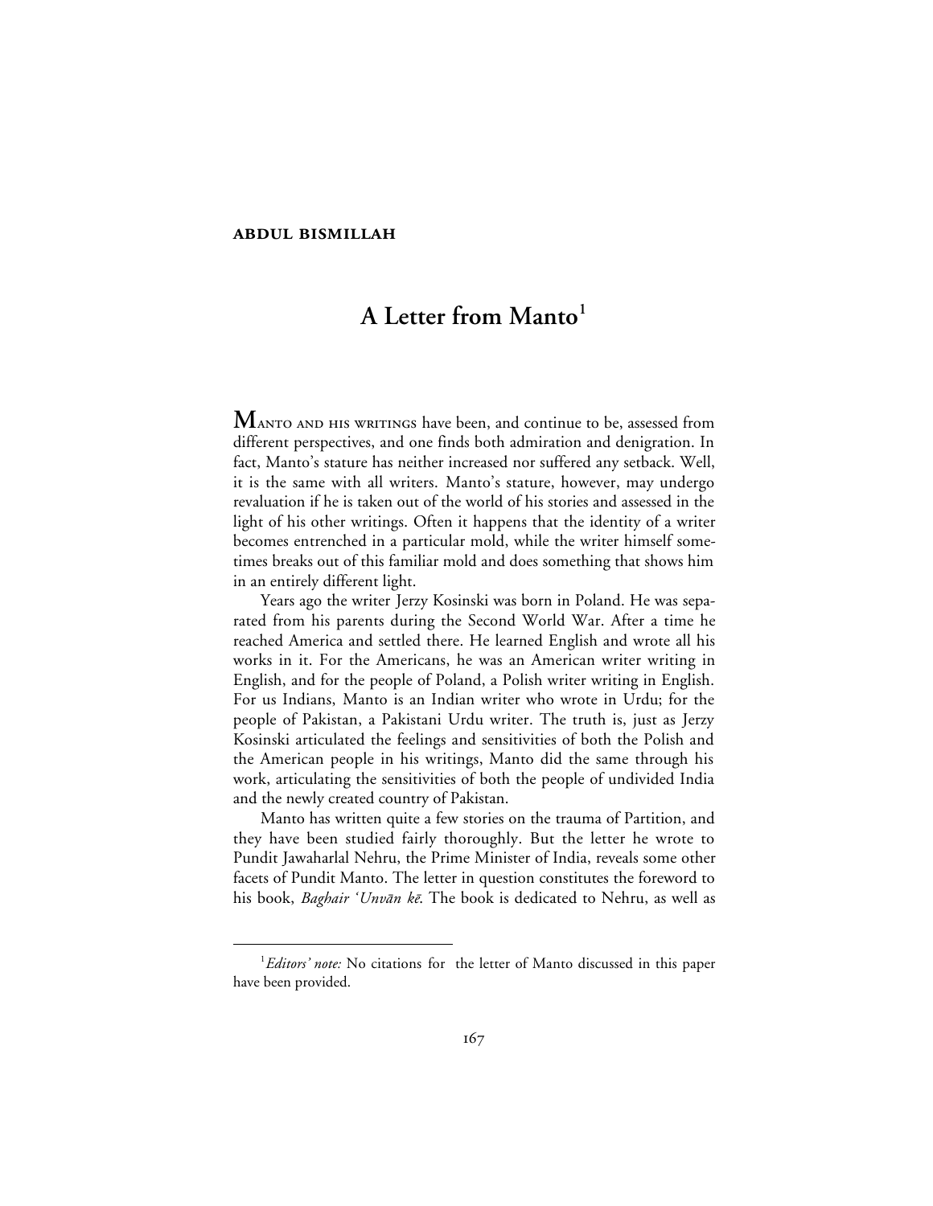**ABDUL BISMILLAH**

# A Letter from Manto[1]

Manto and his writings have been, and continue to be, assessed from different perspectives, and one finds both admiration and denigration. In fact, Manto's stature has neither increased nor suffered any setback. Well, it is the same with all writers. Manto's stature, however, may undergo revaluation if he is taken out of the world of his stories and assessed in the light of his other writings. Often it happens that the identity of a writer becomes entrenched in a particular mold, while the writer himself sometimes breaks out of this familiar mold and does something that shows him in an entirely different light.

Years ago the writer Jerzy Kosinski was born in Poland. He was separated from his parents during the Second World War. After a time he reached America and settled there. He learned English and wrote all his works in it. For the Americans, he was an American writer writing in English, and for the people of Poland, a Polish writer writing in English. For us Indians, Manto is an Indian writer who wrote in Urdu; for the people of Pakistan, a Pakistani Urdu writer. The truth is, just as Jerzy Kosinski articulated the feelings and sensitivities of both the Polish and the American people in his writings, Manto did the same through his work, articulating the sensitivities of both the people of undivided India and the newly created country of Pakistan.

Manto has written quite a few stories on the trauma of Partition, and they have been studied fairly thoroughly. But the letter he wrote to Pundit Jawaharlal Nehru, the Prime Minister of India, reveals some other facets of Pundit Manto. The letter in question constitutes the foreword to his book, *Baghair 'Unvān kē*. The book is dedicated to Nehru, as well as

[1] *Editors' note:* No citations for the letter of Manto discussed in this paper have been provided.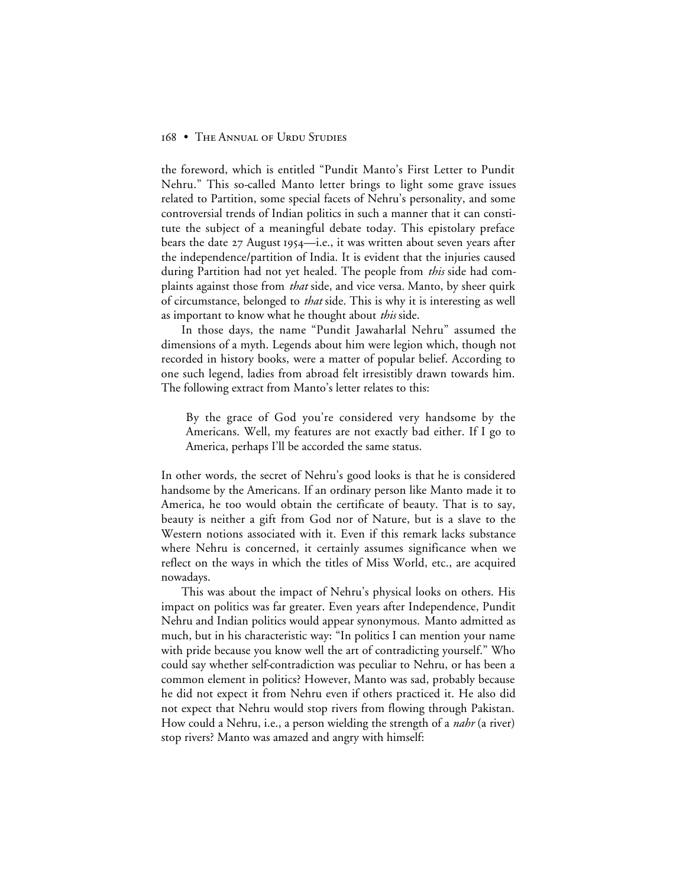the foreword, which is entitled "Pundit Manto's First Letter to Pundit Nehru." This so-called Manto letter brings to light some grave issues related to Partition, some special facets of Nehru's personality, and some controversial trends of Indian politics in such a manner that it can constitute the subject of a meaningful debate today. This epistolary preface bears the date 27 August 1954—i.e., it was written about seven years after the independence/partition of India. It is evident that the injuries caused during Partition had not yet healed. The people from *this* side had complaints against those from *that* side, and vice versa. Manto, by sheer quirk of circumstance, belonged to *that* side. This is why it is interesting as well as important to know what he thought about *this* side.

In those days, the name "Pundit Jawaharlal Nehru" assumed the dimensions of a myth. Legends about him were legion which, though not recorded in history books, were a matter of popular belief. According to one such legend, ladies from abroad felt irresistibly drawn towards him. The following extract from Manto's letter relates to this:

> By the grace of God you're considered very handsome by the Americans. Well, my features are not exactly bad either. If I go to America, perhaps I'll be accorded the same status.

In other words, the secret of Nehru's good looks is that he is considered handsome by the Americans. If an ordinary person like Manto made it to America, he too would obtain the certificate of beauty. That is to say, beauty is neither a gift from God nor of Nature, but is a slave to the Western notions associated with it. Even if this remark lacks substance where Nehru is concerned, it certainly assumes significance when we reflect on the ways in which the titles of Miss World, etc., are acquired nowadays.

This was about the impact of Nehru's physical looks on others. His impact on politics was far greater. Even years after Independence, Pundit Nehru and Indian politics would appear synonymous. Manto admitted as much, but in his characteristic way: "In politics I can mention your name with pride because you know well the art of contradicting yourself." Who could say whether self-contradiction was peculiar to Nehru, or has been a common element in politics? However, Manto was sad, probably because he did not expect it from Nehru even if others practiced it. He also did not expect that Nehru would stop rivers from flowing through Pakistan. How could a Nehru, i.e., a person wielding the strength of a *nahr* (a river) stop rivers? Manto was amazed and angry with himself: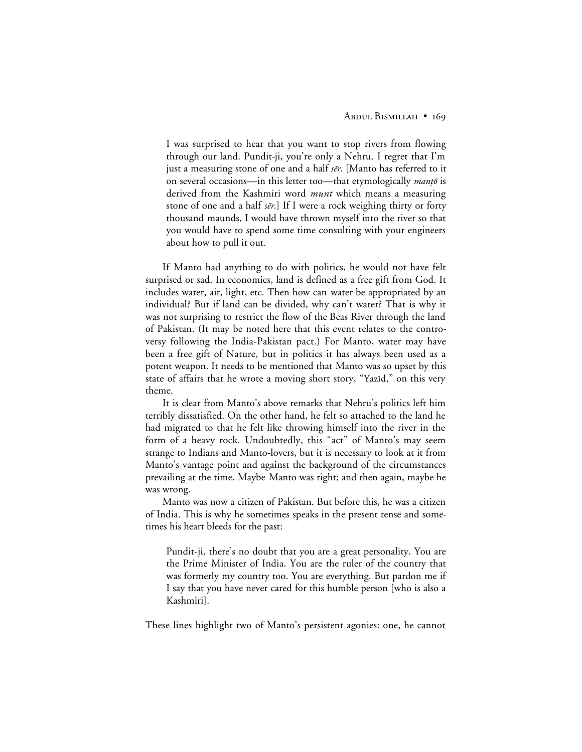> I was surprised to hear that you want to stop rivers from flowing through our land. Pundit-ji, you're only a Nehru. I regret that I'm just a measuring stone of one and a half *sēr*. [Manto has referred to it on several occasions—in this letter too—that etymologically *manṭō* is derived from the Kashmiri word *munt* which means a measuring stone of one and a half *sēr*.] If I were a rock weighing thirty or forty thousand maunds, I would have thrown myself into the river so that you would have to spend some time consulting with your engineers about how to pull it out.

If Manto had anything to do with politics, he would not have felt surprised or sad. In economics, land is defined as a free gift from God. It includes water, air, light, etc. Then how can water be appropriated by an individual? But if land can be divided, why can't water? That is why it was not surprising to restrict the flow of the Beas River through the land of Pakistan. (It may be noted here that this event relates to the controversy following the India-Pakistan pact.) For Manto, water may have been a free gift of Nature, but in politics it has always been used as a potent weapon. It needs to be mentioned that Manto was so upset by this state of affairs that he wrote a moving short story, "Yazīd," on this very theme.

It is clear from Manto's above remarks that Nehru's politics left him terribly dissatisfied. On the other hand, he felt so attached to the land he had migrated to that he felt like throwing himself into the river in the form of a heavy rock. Undoubtedly, this "act" of Manto's may seem strange to Indians and Manto-lovers, but it is necessary to look at it from Manto's vantage point and against the background of the circumstances prevailing at the time. Maybe Manto was right; and then again, maybe he was wrong.

Manto was now a citizen of Pakistan. But before this, he was a citizen of India. This is why he sometimes speaks in the present tense and sometimes his heart bleeds for the past:

> Pundit-ji, there's no doubt that you are a great personality. You are the Prime Minister of India. You are the ruler of the country that was formerly my country too. You are everything. But pardon me if I say that you have never cared for this humble person [who is also a Kashmiri].

These lines highlight two of Manto's persistent agonies: one, he cannot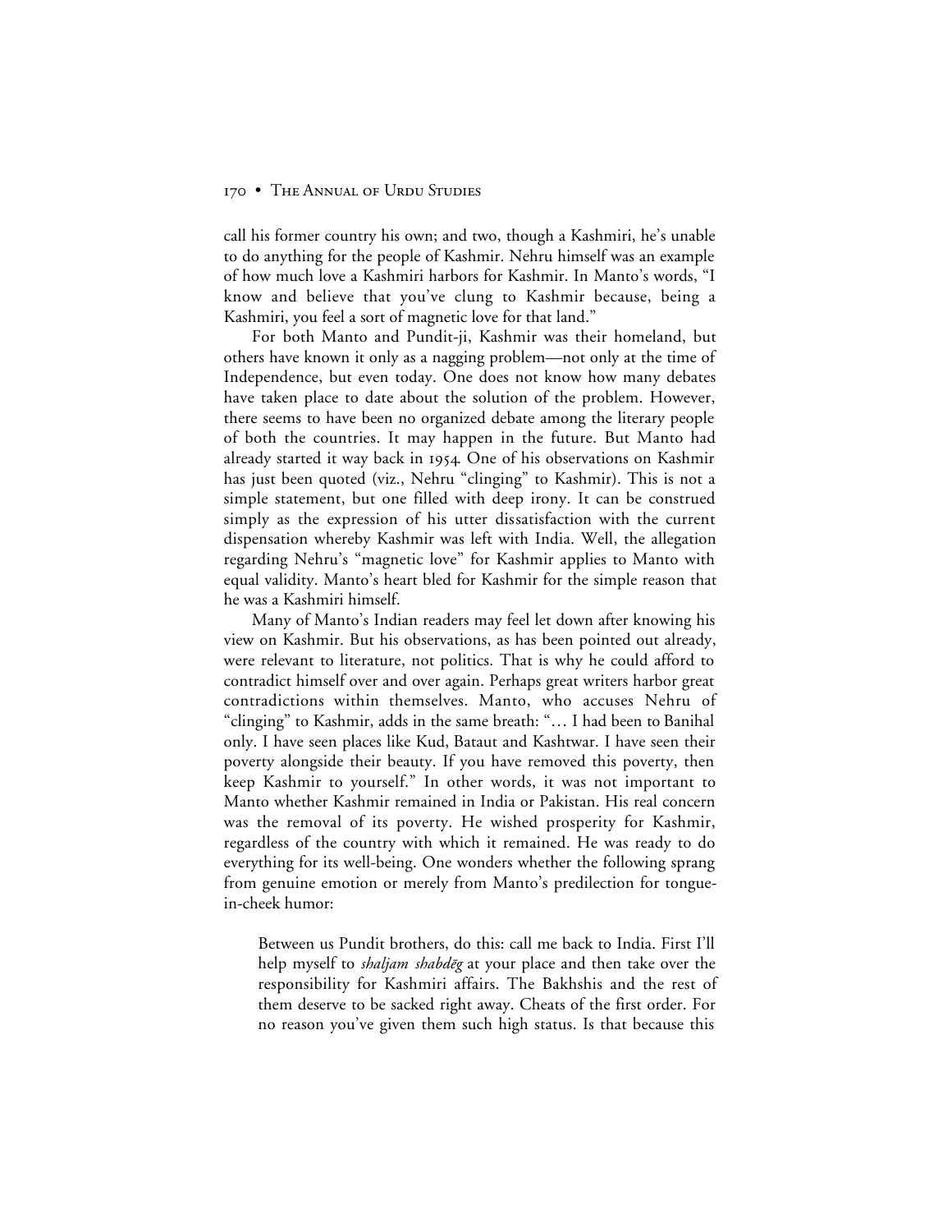call his former country his own; and two, though a Kashmiri, he's unable to do anything for the people of Kashmir. Nehru himself was an example of how much love a Kashmiri harbors for Kashmir. In Manto's words, "I know and believe that you've clung to Kashmir because, being a Kashmiri, you feel a sort of magnetic love for that land."

For both Manto and Pundit-ji, Kashmir was their homeland, but others have known it only as a nagging problem—not only at the time of Independence, but even today. One does not know how many debates have taken place to date about the solution of the problem. However, there seems to have been no organized debate among the literary people of both the countries. It may happen in the future. But Manto had already started it way back in 1954. One of his observations on Kashmir has just been quoted (viz., Nehru "clinging" to Kashmir). This is not a simple statement, but one filled with deep irony. It can be construed simply as the expression of his utter dissatisfaction with the current dispensation whereby Kashmir was left with India. Well, the allegation regarding Nehru's "magnetic love" for Kashmir applies to Manto with equal validity. Manto's heart bled for Kashmir for the simple reason that he was a Kashmiri himself.

Many of Manto's Indian readers may feel let down after knowing his view on Kashmir. But his observations, as has been pointed out already, were relevant to literature, not politics. That is why he could afford to contradict himself over and over again. Perhaps great writers harbor great contradictions within themselves. Manto, who accuses Nehru of "clinging" to Kashmir, adds in the same breath: "… I had been to Banihal only. I have seen places like Kud, Bataut and Kashtwar. I have seen their poverty alongside their beauty. If you have removed this poverty, then keep Kashmir to yourself." In other words, it was not important to Manto whether Kashmir remained in India or Pakistan. His real concern was the removal of its poverty. He wished prosperity for Kashmir, regardless of the country with which it remained. He was ready to do everything for its well-being. One wonders whether the following sprang from genuine emotion or merely from Manto's predilection for tongue-in-cheek humor:

> Between us Pundit brothers, do this: call me back to India. First I'll help myself to *shaljam shabdēg* at your place and then take over the responsibility for Kashmiri affairs. The Bakhshis and the rest of them deserve to be sacked right away. Cheats of the first order. For no reason you've given them such high status. Is that because this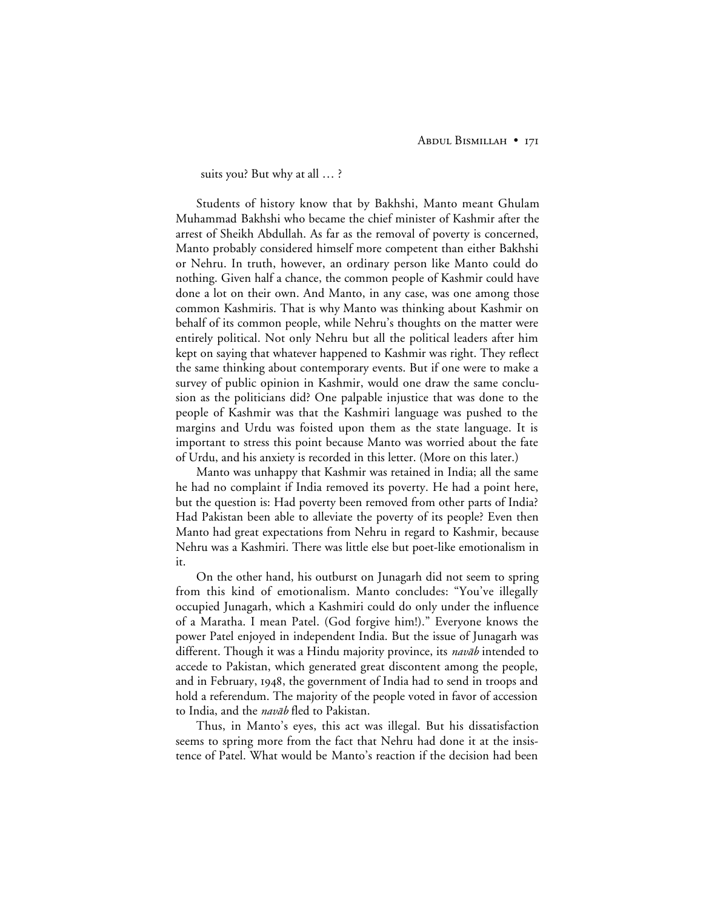suits you? But why at all … ?

Students of history know that by Bakhshi, Manto meant Ghulam Muhammad Bakhshi who became the chief minister of Kashmir after the arrest of Sheikh Abdullah. As far as the removal of poverty is concerned, Manto probably considered himself more competent than either Bakhshi or Nehru. In truth, however, an ordinary person like Manto could do nothing. Given half a chance, the common people of Kashmir could have done a lot on their own. And Manto, in any case, was one among those common Kashmiris. That is why Manto was thinking about Kashmir on behalf of its common people, while Nehru's thoughts on the matter were entirely political. Not only Nehru but all the political leaders after him kept on saying that whatever happened to Kashmir was right. They reflect the same thinking about contemporary events. But if one were to make a survey of public opinion in Kashmir, would one draw the same conclusion as the politicians did? One palpable injustice that was done to the people of Kashmir was that the Kashmiri language was pushed to the margins and Urdu was foisted upon them as the state language. It is important to stress this point because Manto was worried about the fate of Urdu, and his anxiety is recorded in this letter. (More on this later.)

Manto was unhappy that Kashmir was retained in India; all the same he had no complaint if India removed its poverty. He had a point here, but the question is: Had poverty been removed from other parts of India? Had Pakistan been able to alleviate the poverty of its people? Even then Manto had great expectations from Nehru in regard to Kashmir, because Nehru was a Kashmiri. There was little else but poet-like emotionalism in it.

On the other hand, his outburst on Junagarh did not seem to spring from this kind of emotionalism. Manto concludes: "You've illegally occupied Junagarh, which a Kashmiri could do only under the influence of a Maratha. I mean Patel. (God forgive him!)." Everyone knows the power Patel enjoyed in independent India. But the issue of Junagarh was different. Though it was a Hindu majority province, its *navāb* intended to accede to Pakistan, which generated great discontent among the people, and in February, 1948, the government of India had to send in troops and hold a referendum. The majority of the people voted in favor of accession to India, and the *navāb* fled to Pakistan.

Thus, in Manto's eyes, this act was illegal. But his dissatisfaction seems to spring more from the fact that Nehru had done it at the insistence of Patel. What would be Manto's reaction if the decision had been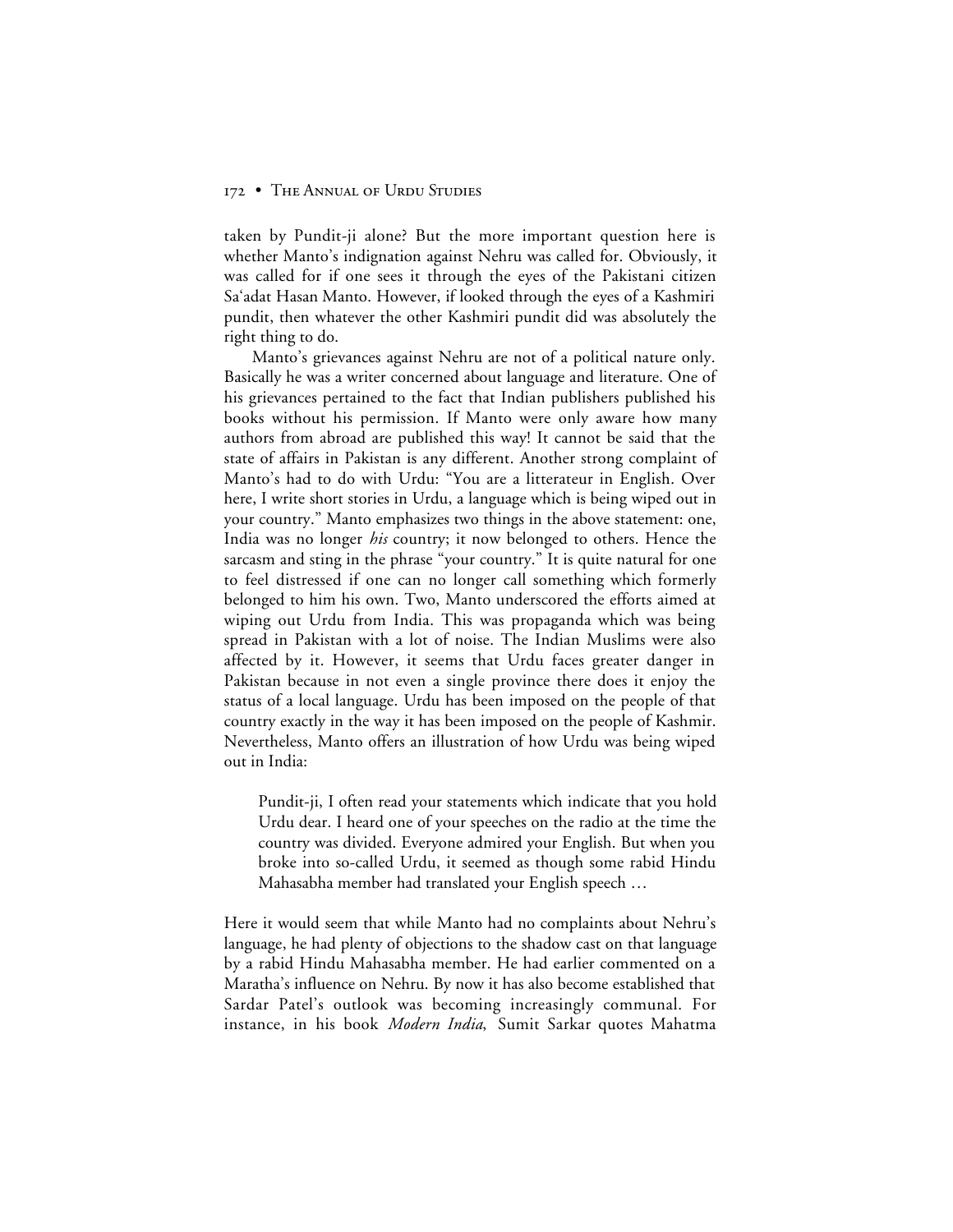taken by Pundit-ji alone? But the more important question here is whether Manto's indignation against Nehru was called for. Obviously, it was called for if one sees it through the eyes of the Pakistani citizen Sa'adat Hasan Manto. However, if looked through the eyes of a Kashmiri pundit, then whatever the other Kashmiri pundit did was absolutely the right thing to do.

Manto's grievances against Nehru are not of a political nature only. Basically he was a writer concerned about language and literature. One of his grievances pertained to the fact that Indian publishers published his books without his permission. If Manto were only aware how many authors from abroad are published this way! It cannot be said that the state of affairs in Pakistan is any different. Another strong complaint of Manto's had to do with Urdu: "You are a litterateur in English. Over here, I write short stories in Urdu, a language which is being wiped out in your country." Manto emphasizes two things in the above statement: one, India was no longer *his* country; it now belonged to others. Hence the sarcasm and sting in the phrase "your country." It is quite natural for one to feel distressed if one can no longer call something which formerly belonged to him his own. Two, Manto underscored the efforts aimed at wiping out Urdu from India. This was propaganda which was being spread in Pakistan with a lot of noise. The Indian Muslims were also affected by it. However, it seems that Urdu faces greater danger in Pakistan because in not even a single province there does it enjoy the status of a local language. Urdu has been imposed on the people of that country exactly in the way it has been imposed on the people of Kashmir. Nevertheless, Manto offers an illustration of how Urdu was being wiped out in India:

> Pundit-ji, I often read your statements which indicate that you hold Urdu dear. I heard one of your speeches on the radio at the time the country was divided. Everyone admired your English. But when you broke into so-called Urdu, it seemed as though some rabid Hindu Mahasabha member had translated your English speech …

Here it would seem that while Manto had no complaints about Nehru's language, he had plenty of objections to the shadow cast on that language by a rabid Hindu Mahasabha member. He had earlier commented on a Maratha's influence on Nehru. By now it has also become established that Sardar Patel's outlook was becoming increasingly communal. For instance, in his book *Modern India*, Sumit Sarkar quotes Mahatma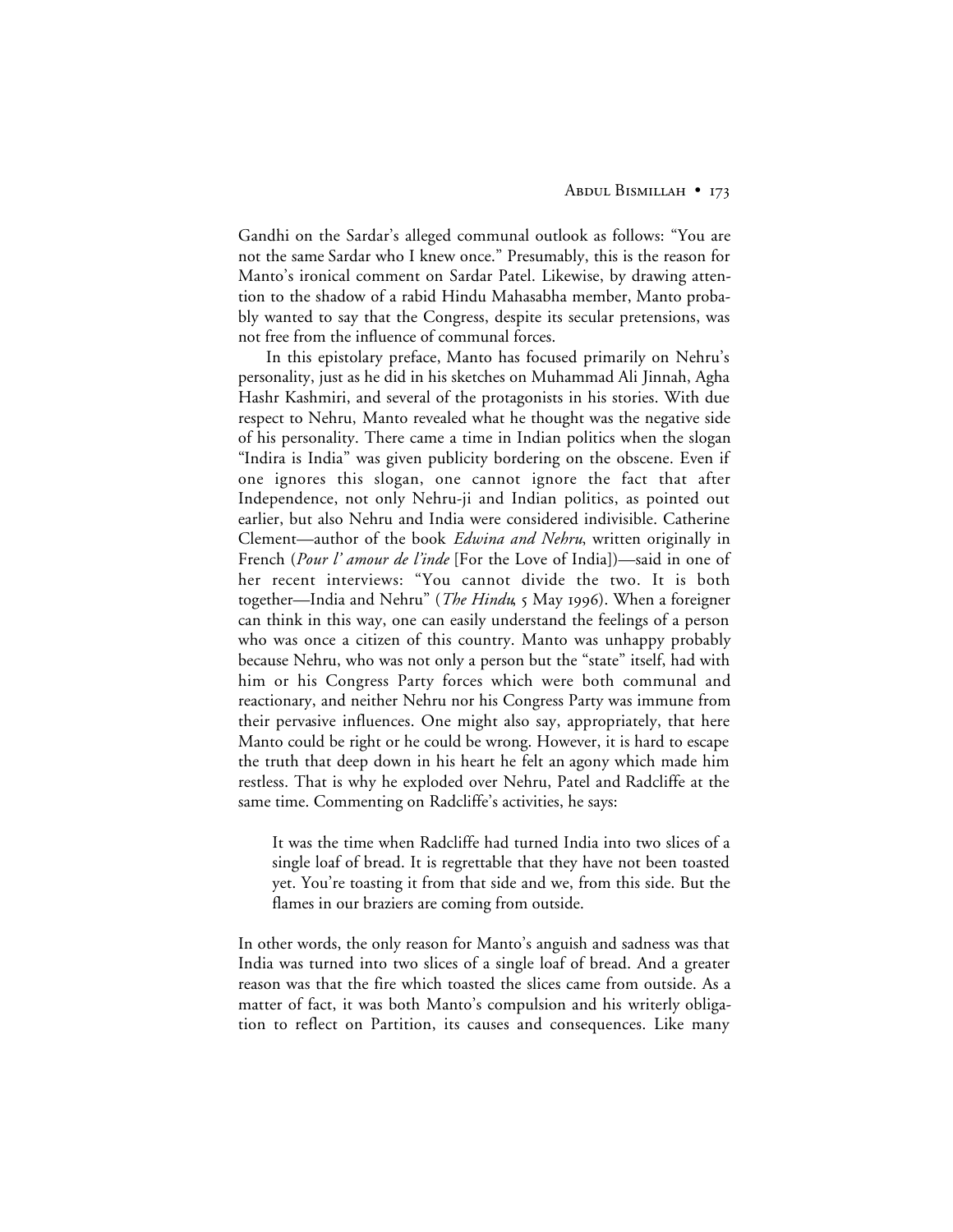Gandhi on the Sardar's alleged communal outlook as follows: "You are not the same Sardar who I knew once." Presumably, this is the reason for Manto's ironical comment on Sardar Patel. Likewise, by drawing attention to the shadow of a rabid Hindu Mahasabha member, Manto probably wanted to say that the Congress, despite its secular pretensions, was not free from the influence of communal forces.

In this epistolary preface, Manto has focused primarily on Nehru's personality, just as he did in his sketches on Muhammad Ali Jinnah, Agha Hashr Kashmiri, and several of the protagonists in his stories. With due respect to Nehru, Manto revealed what he thought was the negative side of his personality. There came a time in Indian politics when the slogan "Indira is India" was given publicity bordering on the obscene. Even if one ignores this slogan, one cannot ignore the fact that after Independence, not only Nehru-ji and Indian politics, as pointed out earlier, but also Nehru and India were considered indivisible. Catherine Clement—author of the book *Edwina and Nehru*, written originally in French (*Pour l' amour de l'inde* [For the Love of India])—said in one of her recent interviews: "You cannot divide the two. It is both together—India and Nehru" (*The Hindu*, 5 May 1996). When a foreigner can think in this way, one can easily understand the feelings of a person who was once a citizen of this country. Manto was unhappy probably because Nehru, who was not only a person but the "state" itself, had with him or his Congress Party forces which were both communal and reactionary, and neither Nehru nor his Congress Party was immune from their pervasive influences. One might also say, appropriately, that here Manto could be right or he could be wrong. However, it is hard to escape the truth that deep down in his heart he felt an agony which made him restless. That is why he exploded over Nehru, Patel and Radcliffe at the same time. Commenting on Radcliffe's activities, he says:

> It was the time when Radcliffe had turned India into two slices of a single loaf of bread. It is regrettable that they have not been toasted yet. You're toasting it from that side and we, from this side. But the flames in our braziers are coming from outside.

In other words, the only reason for Manto's anguish and sadness was that India was turned into two slices of a single loaf of bread. And a greater reason was that the fire which toasted the slices came from outside. As a matter of fact, it was both Manto's compulsion and his writerly obligation to reflect on Partition, its causes and consequences. Like many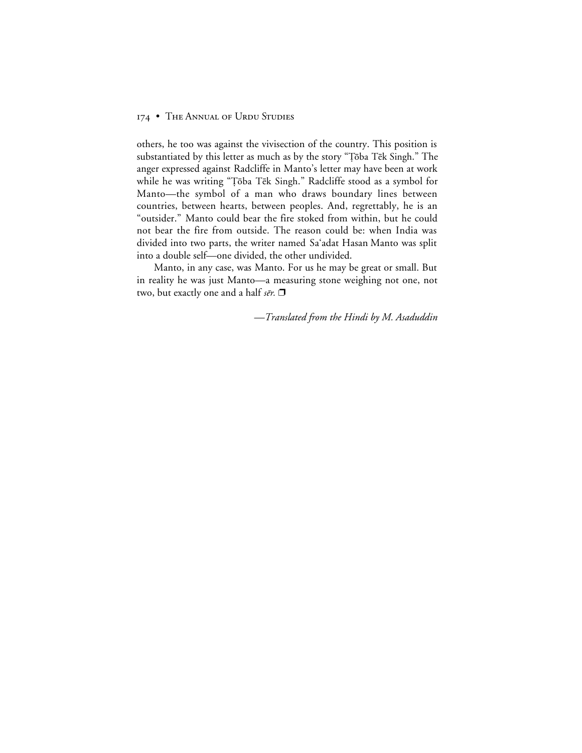others, he too was against the vivisection of the country. This position is substantiated by this letter as much as by the story "Ṭōba Tēk Singh." The anger expressed against Radcliffe in Manto's letter may have been at work while he was writing "Ṭōba Tēk Singh." Radcliffe stood as a symbol for Manto—the symbol of a man who draws boundary lines between countries, between hearts, between peoples. And, regrettably, he is an "outsider." Manto could bear the fire stoked from within, but he could not bear the fire from outside. The reason could be: when India was divided into two parts, the writer named Sa'adat Hasan Manto was split into a double self—one divided, the other undivided.

Manto, in any case, was Manto. For us he may be great or small. But in reality he was just Manto—a measuring stone weighing not one, not two, but exactly one and a half *sēr*. ❐

*—Translated from the Hindi by M. Asaduddin*